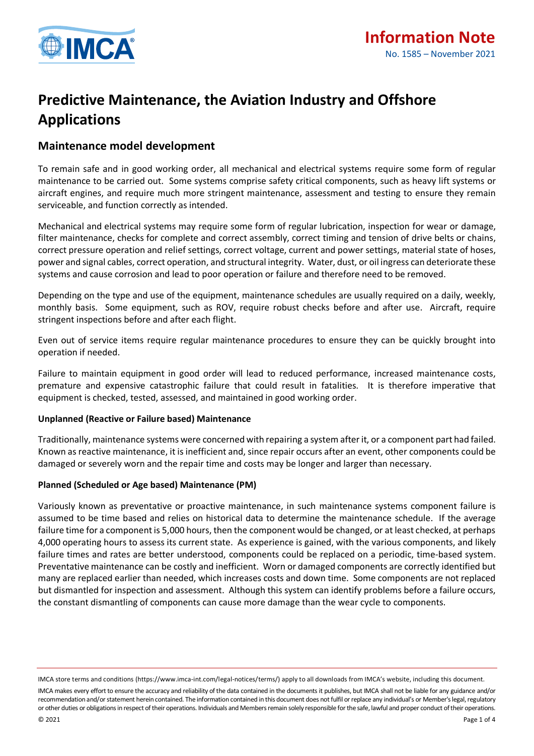Information Note

No. 1585 – November 2021

# Predictive Maintenance, the Aviation Industry and Offshore Applications

## Maintenance model development

To remain safe and in good working order, all mechanical and electrical systems require some form of regular maintenance to be carried out. Some systems comprise safety critical components, such as heavy lift systems or aircraft engines, and require much more stringent maintenance, assessment and testing to ensure they remain serviceable, and function correctly as intended.

Mechanical and electrical systems may require some form of regular lubrication, inspection for wear or damage, filter maintenance, checks for complete and correct assembly, correct timing and tension of drive belts or chains, correct pressure operation and relief settings, correct voltage, current and power settings, material state of hoses, power and signal cables, correct operation, and structural integrity. Water, dust, or oil ingress can deteriorate these systems and cause corrosion and lead to poor operation or failure and therefore need to be removed.

Depending on the type and use of the equipment, maintenance schedules are usually required on a daily, weekly, monthly basis. Some equipment, such as ROV, require robust checks before and after use. Aircraft, require stringent inspections before and after each flight.

Even out of service items require regular maintenance procedures to ensure they can be quickly brought into operation if needed.

Failure to maintain equipment in good order will lead to reduced performance, increased maintenance costs, premature and expensive catastrophic failure that could result in fatalities. It is therefore imperative that equipment is checked, tested, assessed, and maintained in good working order.

### Unplanned (Reactive or Failure based) Maintenance

Traditionally, maintenance systems were concerned with repairing a system after it, or a component part had failed. Known as reactive maintenance, it is inefficient and, since repair occurs after an event, other components could be damaged or severely worn and the repair time and costs may be longer and larger than necessary.

### Planned (Scheduled or Age based) Maintenance (PM)

Variously known as preventative or proactive maintenance, in such maintenance systems component failure is assumed to be time based and relies on historical data to determine the maintenance schedule. If the average failure time for a component is 5,000 hours, then the component would be changed, or at least checked, at perhaps 4,000 operating hours to assess its current state. As experience is gained, with the various components, and likely failure times and rates are better understood, components could be replaced on a periodic, time-based system. Preventative maintenance can be costly and inefficient. Worn or damaged components are correctly identified but many are replaced earlier than needed, which increases costs and down time. Some components are not replaced but dismantled for inspection and assessment. Although this system can identify problems before a failure occurs, the constant dismantling of components can cause more damage than the wear cycle to components.

IMCA store terms and conditions (https://www.imca-int.com/legal-notices/terms/) apply to all downloads from IMCA's website, including this document.

IMCA makes every effort to ensure the accuracy and reliability of the data contained in the documents it publishes, but IMCA shall not be liable for any guidance and/or recommendation and/or statement herein contained. The information contained in this document does not fulfil or replace any individual's or Member's legal, regulatory or other duties or obligations in respect of their operations. Individuals and Members remain solely responsible for the safe, lawful and proper conduct of their operations.

© 2021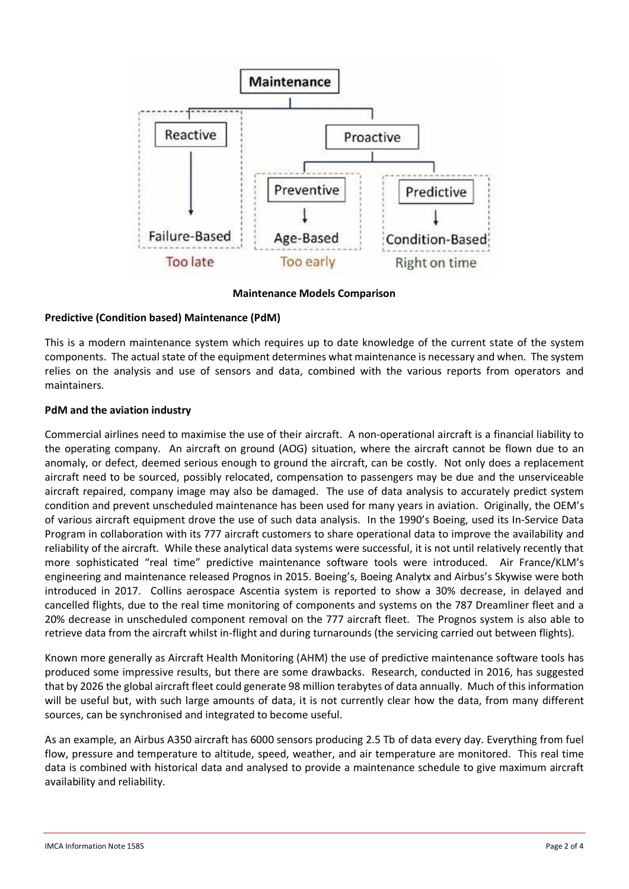Maintenance

Reactive → Failure-Based — Too late

Proactive → Preventive → Age-Based — Too early

Proactive → Predictive → Condition-Based — Right on time

**Maintenance Models Comparison**

**Predictive (Condition based) Maintenance (PdM)**

This is a modern maintenance system which requires up to date knowledge of the current state of the system components. The actual state of the equipment determines what maintenance is necessary and when. The system relies on the analysis and use of sensors and data, combined with the various reports from operators and maintainers.

**PdM and the aviation industry**

Commercial airlines need to maximise the use of their aircraft. A non-operational aircraft is a financial liability to the operating company. An aircraft on ground (AOG) situation, where the aircraft cannot be flown due to an anomaly, or defect, deemed serious enough to ground the aircraft, can be costly. Not only does a replacement aircraft need to be sourced, possibly relocated, compensation to passengers may be due and the unserviceable aircraft repaired, company image may also be damaged. The use of data analysis to accurately predict system condition and prevent unscheduled maintenance has been used for many years in aviation. Originally, the OEM's of various aircraft equipment drove the use of such data analysis. In the 1990's Boeing, used its In-Service Data Program in collaboration with its 777 aircraft customers to share operational data to improve the availability and reliability of the aircraft. While these analytical data systems were successful, it is not until relatively recently that more sophisticated "real time" predictive maintenance software tools were introduced. Air France/KLM's engineering and maintenance released Prognos in 2015. Boeing's, Boeing Analytx and Airbus's Skywise were both introduced in 2017. Collins aerospace Ascentia system is reported to show a 30% decrease, in delayed and cancelled flights, due to the real time monitoring of components and systems on the 787 Dreamliner fleet and a 20% decrease in unscheduled component removal on the 777 aircraft fleet. The Prognos system is also able to retrieve data from the aircraft whilst in-flight and during turnarounds (the servicing carried out between flights).

Known more generally as Aircraft Health Monitoring (AHM) the use of predictive maintenance software tools has produced some impressive results, but there are some drawbacks. Research, conducted in 2016, has suggested that by 2026 the global aircraft fleet could generate 98 million terabytes of data annually. Much of this information will be useful but, with such large amounts of data, it is not currently clear how the data, from many different sources, can be synchronised and integrated to become useful.

As an example, an Airbus A350 aircraft has 6000 sensors producing 2.5 Tb of data every day. Everything from fuel flow, pressure and temperature to altitude, speed, weather, and air temperature are monitored. This real time data is combined with historical data and analysed to provide a maintenance schedule to give maximum aircraft availability and reliability.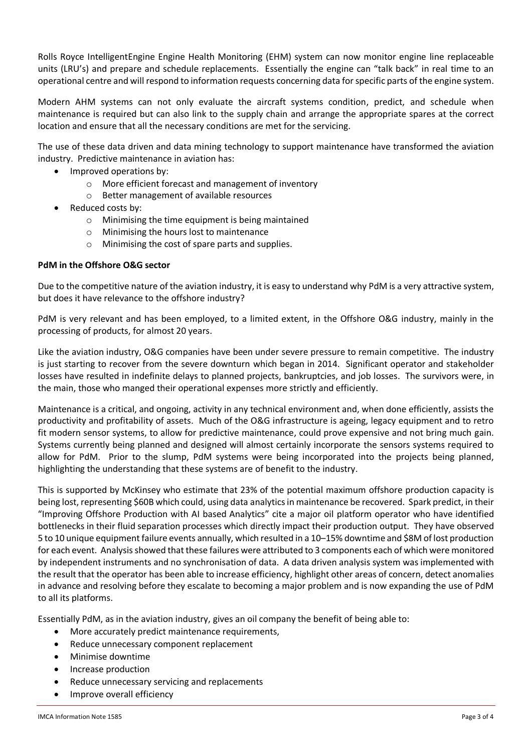Rolls Royce IntelligentEngine Engine Health Monitoring (EHM) system can now monitor engine line replaceable units (LRU's) and prepare and schedule replacements. Essentially the engine can "talk back" in real time to an operational centre and will respond to information requests concerning data for specific parts of the engine system.

Modern AHM systems can not only evaluate the aircraft systems condition, predict, and schedule when maintenance is required but can also link to the supply chain and arrange the appropriate spares at the correct location and ensure that all the necessary conditions are met for the servicing.

The use of these data driven and data mining technology to support maintenance have transformed the aviation industry. Predictive maintenance in aviation has:

- Improved operations by:
  - More efficient forecast and management of inventory
  - Better management of available resources
- Reduced costs by:
  - Minimising the time equipment is being maintained
  - Minimising the hours lost to maintenance
  - Minimising the cost of spare parts and supplies.

**PdM in the Offshore O&G sector**

Due to the competitive nature of the aviation industry, it is easy to understand why PdM is a very attractive system, but does it have relevance to the offshore industry?

PdM is very relevant and has been employed, to a limited extent, in the Offshore O&G industry, mainly in the processing of products, for almost 20 years.

Like the aviation industry, O&G companies have been under severe pressure to remain competitive. The industry is just starting to recover from the severe downturn which began in 2014. Significant operator and stakeholder losses have resulted in indefinite delays to planned projects, bankruptcies, and job losses. The survivors were, in the main, those who manged their operational expenses more strictly and efficiently.

Maintenance is a critical, and ongoing, activity in any technical environment and, when done efficiently, assists the productivity and profitability of assets. Much of the O&G infrastructure is ageing, legacy equipment and to retro fit modern sensor systems, to allow for predictive maintenance, could prove expensive and not bring much gain. Systems currently being planned and designed will almost certainly incorporate the sensors systems required to allow for PdM. Prior to the slump, PdM systems were being incorporated into the projects being planned, highlighting the understanding that these systems are of benefit to the industry.

This is supported by McKinsey who estimate that 23% of the potential maximum offshore production capacity is being lost, representing \$60B which could, using data analytics in maintenance be recovered. Spark predict, in their "Improving Offshore Production with AI based Analytics" cite a major oil platform operator who have identified bottlenecks in their fluid separation processes which directly impact their production output. They have observed 5 to 10 unique equipment failure events annually, which resulted in a 10–15% downtime and \$8M of lost production for each event. Analysis showed that these failures were attributed to 3 components each of which were monitored by independent instruments and no synchronisation of data. A data driven analysis system was implemented with the result that the operator has been able to increase efficiency, highlight other areas of concern, detect anomalies in advance and resolving before they escalate to becoming a major problem and is now expanding the use of PdM to all its platforms.

Essentially PdM, as in the aviation industry, gives an oil company the benefit of being able to:

- More accurately predict maintenance requirements,
- Reduce unnecessary component replacement
- Minimise downtime
- Increase production
- Reduce unnecessary servicing and replacements
- Improve overall efficiency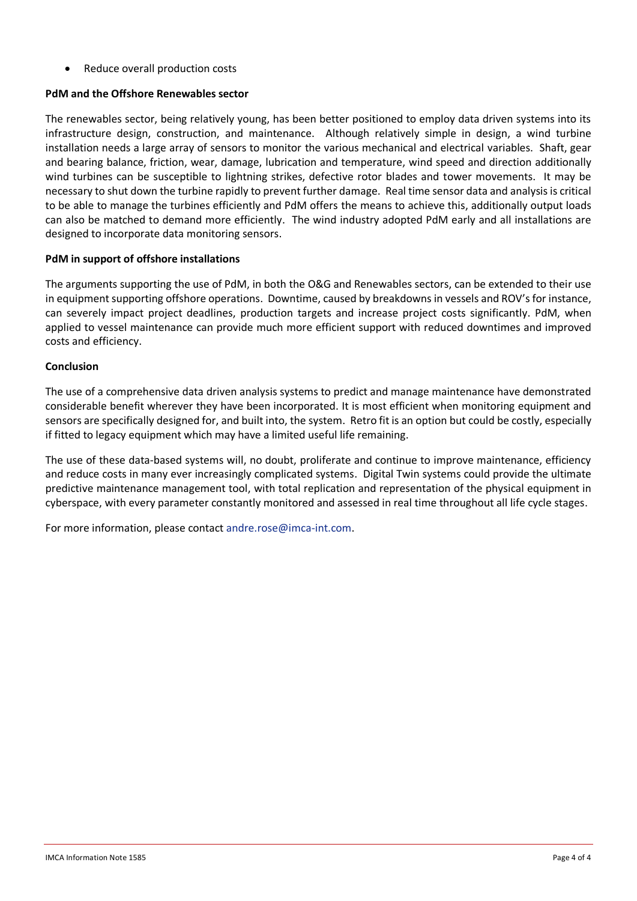- Reduce overall production costs

**PdM and the Offshore Renewables sector**

The renewables sector, being relatively young, has been better positioned to employ data driven systems into its infrastructure design, construction, and maintenance. Although relatively simple in design, a wind turbine installation needs a large array of sensors to monitor the various mechanical and electrical variables. Shaft, gear and bearing balance, friction, wear, damage, lubrication and temperature, wind speed and direction additionally wind turbines can be susceptible to lightning strikes, defective rotor blades and tower movements. It may be necessary to shut down the turbine rapidly to prevent further damage. Real time sensor data and analysis is critical to be able to manage the turbines efficiently and PdM offers the means to achieve this, additionally output loads can also be matched to demand more efficiently. The wind industry adopted PdM early and all installations are designed to incorporate data monitoring sensors.

**PdM in support of offshore installations**

The arguments supporting the use of PdM, in both the O&G and Renewables sectors, can be extended to their use in equipment supporting offshore operations. Downtime, caused by breakdowns in vessels and ROV's for instance, can severely impact project deadlines, production targets and increase project costs significantly. PdM, when applied to vessel maintenance can provide much more efficient support with reduced downtimes and improved costs and efficiency.

**Conclusion**

The use of a comprehensive data driven analysis systems to predict and manage maintenance have demonstrated considerable benefit wherever they have been incorporated. It is most efficient when monitoring equipment and sensors are specifically designed for, and built into, the system. Retro fit is an option but could be costly, especially if fitted to legacy equipment which may have a limited useful life remaining.

The use of these data-based systems will, no doubt, proliferate and continue to improve maintenance, efficiency and reduce costs in many ever increasingly complicated systems. Digital Twin systems could provide the ultimate predictive maintenance management tool, with total replication and representation of the physical equipment in cyberspace, with every parameter constantly monitored and assessed in real time throughout all life cycle stages.

For more information, please contact andre.rose@imca-int.com.